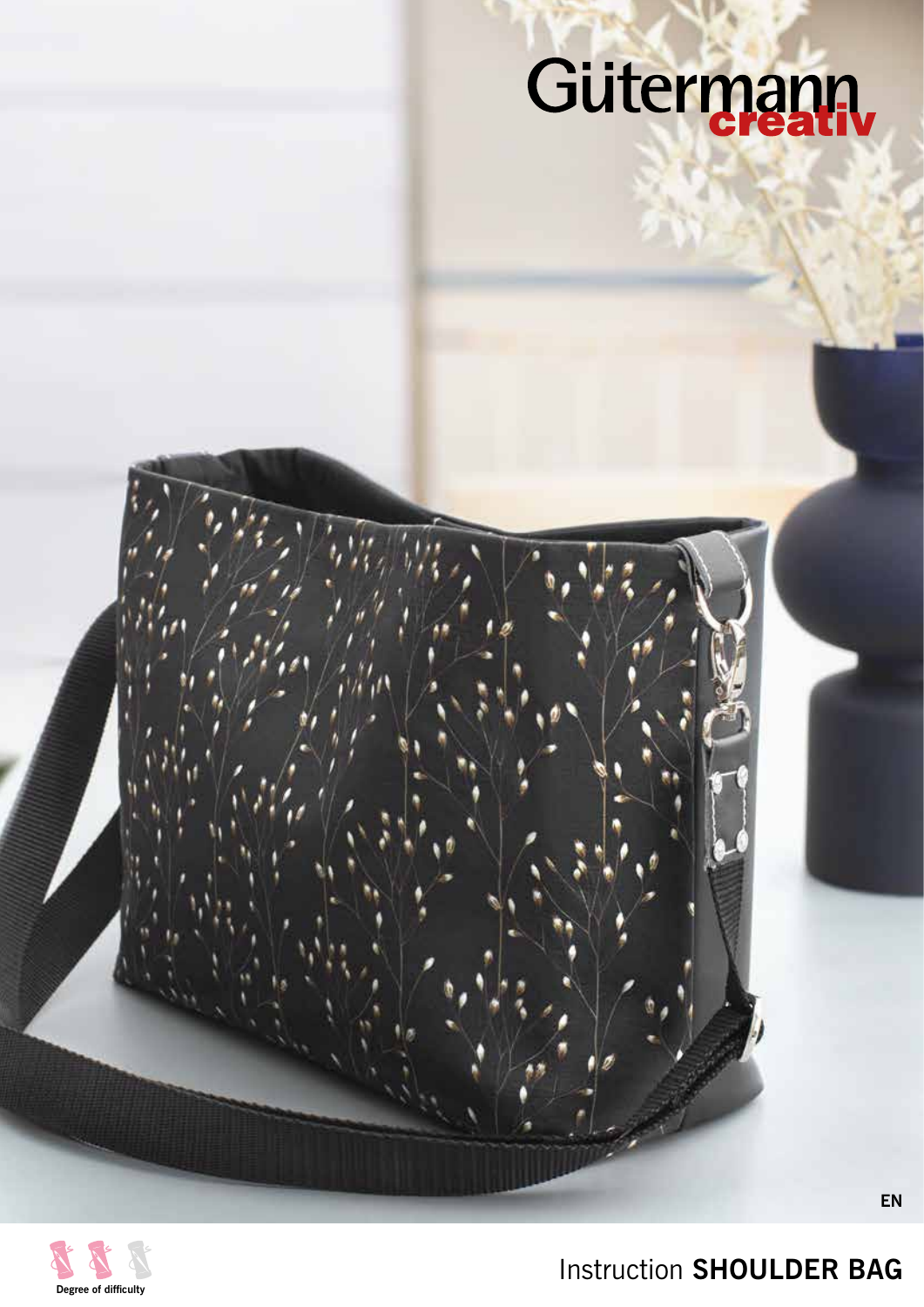Gütermann creativ

EN

Degree of difficulty

# Instruction **SHOULDER BAG**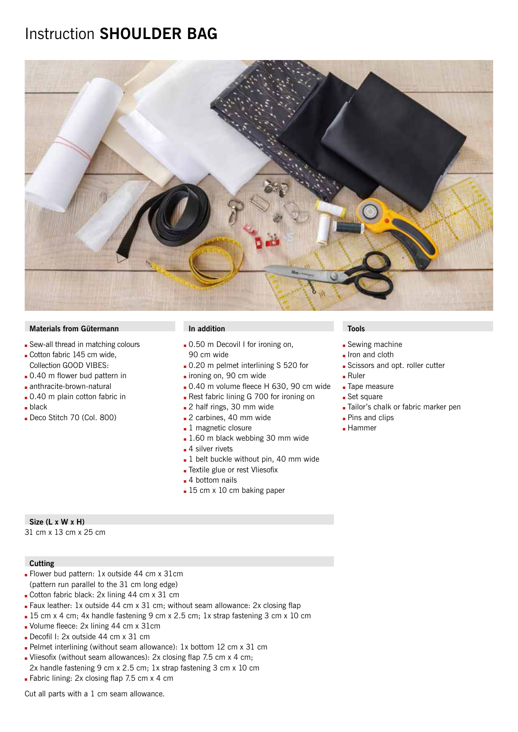# Instruction **SHOULDER BAG**

## Materials from Gütermann

- Sew-all thread in matching colours
- Cotton fabric 145 cm wide, Collection GOOD VIBES:
- 0.40 m flower bud pattern in
- anthracite-brown-natural
- 0.40 m plain cotton fabric in
- black
- Deco Stitch 70 (Col. 800)

## In addition

- 0.50 m Decovil I for ironing on, 90 cm wide
- 0.20 m pelmet interlining S 520 for
- ironing on, 90 cm wide
- 0.40 m volume fleece H 630, 90 cm wide
- Rest fabric lining G 700 for ironing on
- 2 half rings, 30 mm wide
- 2 carbines, 40 mm wide
- 1 magnetic closure
- 1.60 m black webbing 30 mm wide
- 4 silver rivets
- 1 belt buckle without pin, 40 mm wide
- Textile glue or rest Vliesofix
- 4 bottom nails
- 15 cm x 10 cm baking paper

## Tools

- Sewing machine
- Iron and cloth
- Scissors and opt. roller cutter
- Ruler
- Tape measure
- Set square
- Tailor's chalk or fabric marker pen
- Pins and clips
- Hammer

## Size (L x W x H)

31 cm x 13 cm x 25 cm

## Cutting

- Flower bud pattern: 1x outside 44 cm x 31cm (pattern run parallel to the 31 cm long edge)
- Cotton fabric black: 2x lining 44 cm x 31 cm
- Faux leather: 1x outside 44 cm x 31 cm; without seam allowance: 2x closing flap
- 15 cm x 4 cm; 4x handle fastening 9 cm x 2.5 cm; 1x strap fastening 3 cm x 10 cm
- Volume fleece: 2x lining 44 cm x 31cm
- Decofil I: 2x outside 44 cm x 31 cm
- Pelmet interlining (without seam allowance): 1x bottom 12 cm x 31 cm
- Vliesofix (without seam allowances): 2x closing flap 7.5 cm x 4 cm; 2x handle fastening 9 cm x 2.5 cm; 1x strap fastening 3 cm x 10 cm
- Fabric lining: 2x closing flap 7.5 cm x 4 cm

Cut all parts with a 1 cm seam allowance.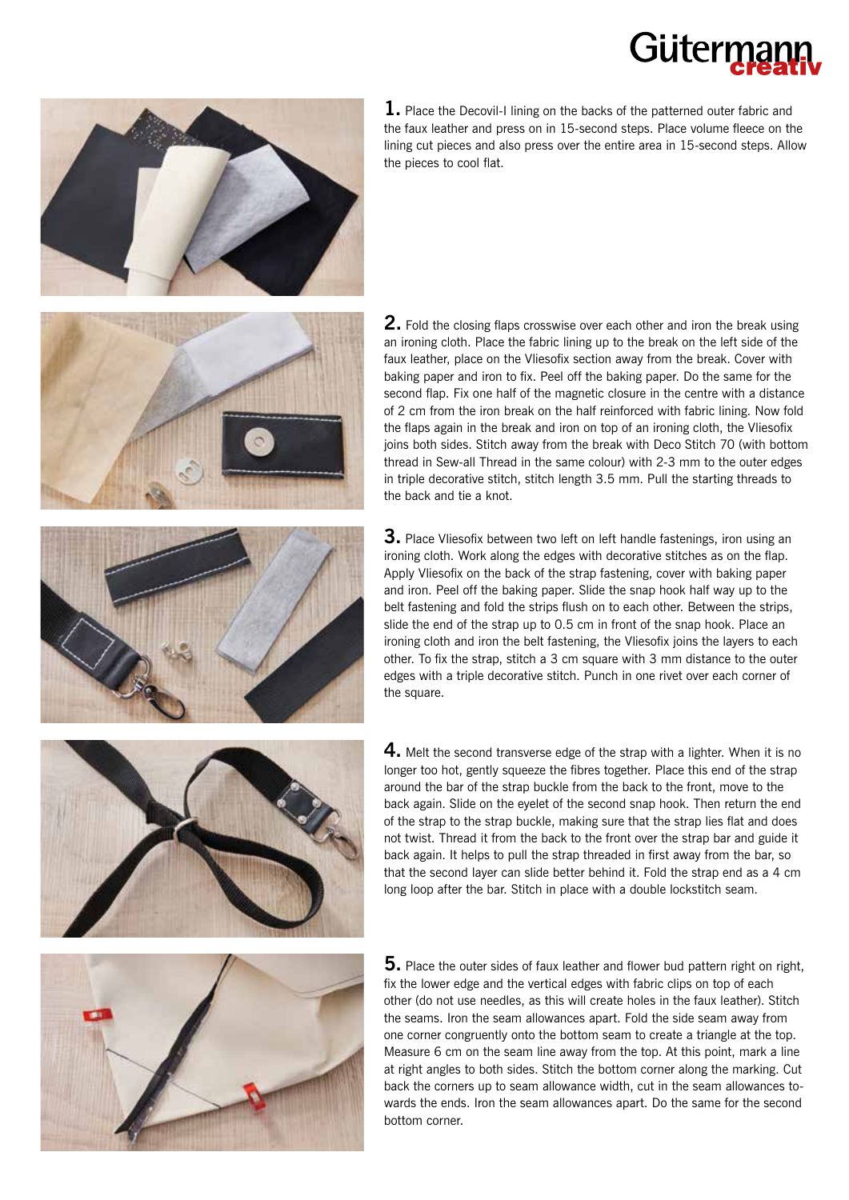**1.** Place the Decovil-I lining on the backs of the patterned outer fabric and the faux leather and press on in 15-second steps. Place volume fleece on the lining cut pieces and also press over the entire area in 15-second steps. Allow the pieces to cool flat.

**2.** Fold the closing flaps crosswise over each other and iron the break using an ironing cloth. Place the fabric lining up to the break on the left side of the faux leather, place on the Vliesofix section away from the break. Cover with baking paper and iron to fix. Peel off the baking paper. Do the same for the second flap. Fix one half of the magnetic closure in the centre with a distance of 2 cm from the iron break on the half reinforced with fabric lining. Now fold the flaps again in the break and iron on top of an ironing cloth, the Vliesofix joins both sides. Stitch away from the break with Deco Stitch 70 (with bottom thread in Sew-all Thread in the same colour) with 2-3 mm to the outer edges in triple decorative stitch, stitch length 3.5 mm. Pull the starting threads to the back and tie a knot.

**3.** Place Vliesofix between two left on left handle fastenings, iron using an ironing cloth. Work along the edges with decorative stitches as on the flap. Apply Vliesofix on the back of the strap fastening, cover with baking paper and iron. Peel off the baking paper. Slide the snap hook half way up to the belt fastening and fold the strips flush on to each other. Between the strips, slide the end of the strap up to 0.5 cm in front of the snap hook. Place an ironing cloth and iron the belt fastening, the Vliesofix joins the layers to each other. To fix the strap, stitch a 3 cm square with 3 mm distance to the outer edges with a triple decorative stitch. Punch in one rivet over each corner of the square.

**4.** Melt the second transverse edge of the strap with a lighter. When it is no longer too hot, gently squeeze the fibres together. Place this end of the strap around the bar of the strap buckle from the back to the front, move to the back again. Slide on the eyelet of the second snap hook. Then return the end of the strap to the strap buckle, making sure that the strap lies flat and does not twist. Thread it from the back to the front over the strap bar and guide it back again. It helps to pull the strap threaded in first away from the bar, so that the second layer can slide better behind it. Fold the strap end as a 4 cm long loop after the bar. Stitch in place with a double lockstitch seam.

**5.** Place the outer sides of faux leather and flower bud pattern right on right, fix the lower edge and the vertical edges with fabric clips on top of each other (do not use needles, as this will create holes in the faux leather). Stitch the seams. Iron the seam allowances apart. Fold the side seam away from one corner congruently onto the bottom seam to create a triangle at the top. Measure 6 cm on the seam line away from the top. At this point, mark a line at right angles to both sides. Stitch the bottom corner along the marking. Cut back the corners up to seam allowance width, cut in the seam allowances towards the ends. Iron the seam allowances apart. Do the same for the second bottom corner.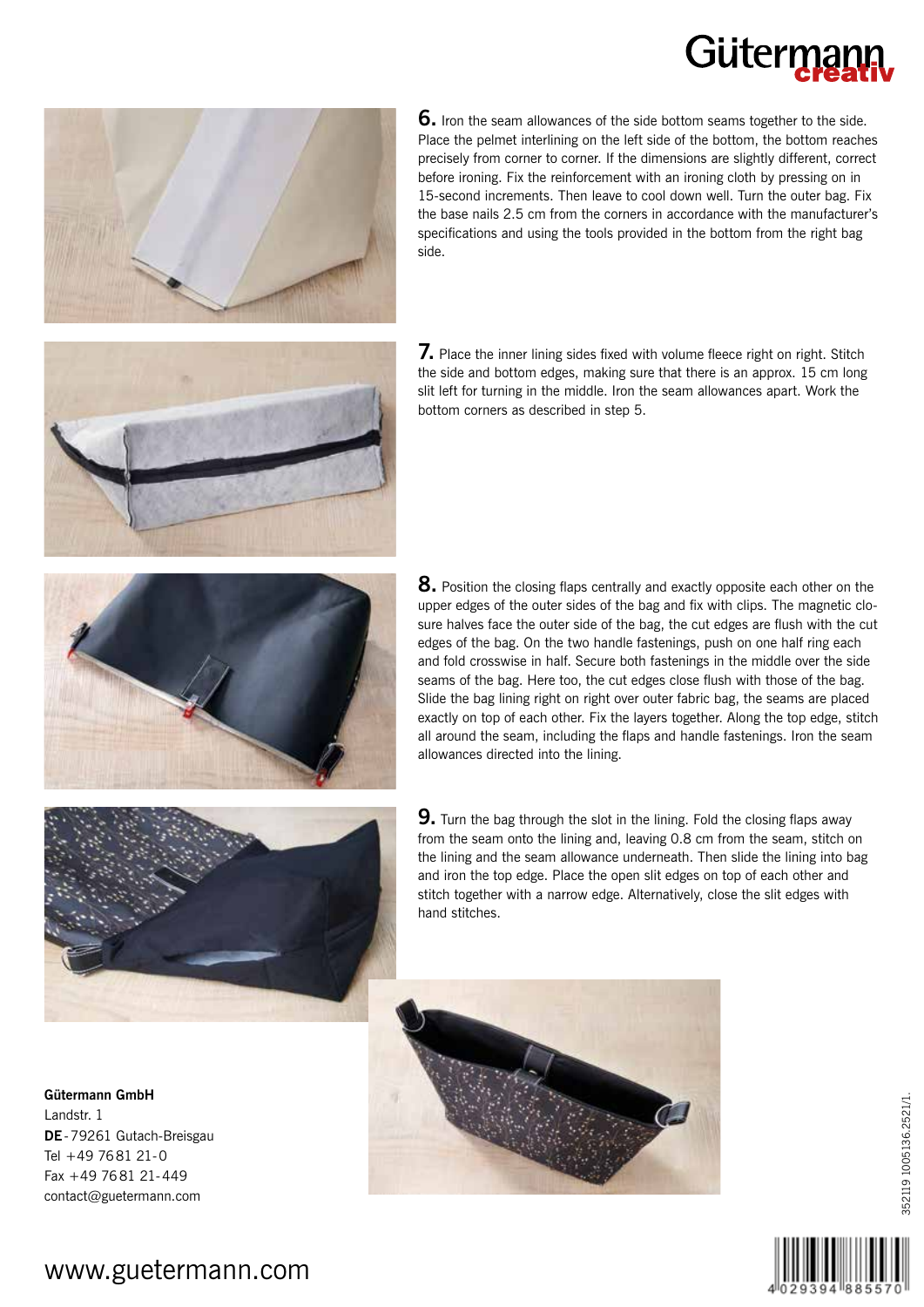Gütermann creativ

**6.** Iron the seam allowances of the side bottom seams together to the side. Place the pelmet interlining on the left side of the bottom, the bottom reaches precisely from corner to corner. If the dimensions are slightly different, correct before ironing. Fix the reinforcement with an ironing cloth by pressing on in 15-second increments. Then leave to cool down well. Turn the outer bag. Fix the base nails 2.5 cm from the corners in accordance with the manufacturer's specifications and using the tools provided in the bottom from the right bag side.

**7.** Place the inner lining sides fixed with volume fleece right on right. Stitch the side and bottom edges, making sure that there is an approx. 15 cm long slit left for turning in the middle. Iron the seam allowances apart. Work the bottom corners as described in step 5.

**8.** Position the closing flaps centrally and exactly opposite each other on the upper edges of the outer sides of the bag and fix with clips. The magnetic closure halves face the outer side of the bag, the cut edges are flush with the cut edges of the bag. On the two handle fastenings, push on one half ring each and fold crosswise in half. Secure both fastenings in the middle over the side seams of the bag. Here too, the cut edges close flush with those of the bag. Slide the bag lining right on right over outer fabric bag, the seams are placed exactly on top of each other. Fix the layers together. Along the top edge, stitch all around the seam, including the flaps and handle fastenings. Iron the seam allowances directed into the lining.

**9.** Turn the bag through the slot in the lining. Fold the closing flaps away from the seam onto the lining and, leaving 0.8 cm from the seam, stitch on the lining and the seam allowance underneath. Then slide the lining into bag and iron the top edge. Place the open slit edges on top of each other and stitch together with a narrow edge. Alternatively, close the slit edges with hand stitches.

**Gütermann GmbH**
Landstr. 1
**DE**-79261 Gutach-Breisgau
Tel +49 7681 21-0
Fax +49 7681 21-449
contact@guetermann.com

www.guetermann.com

352119 1005136.2521/1.

4 029394 885570